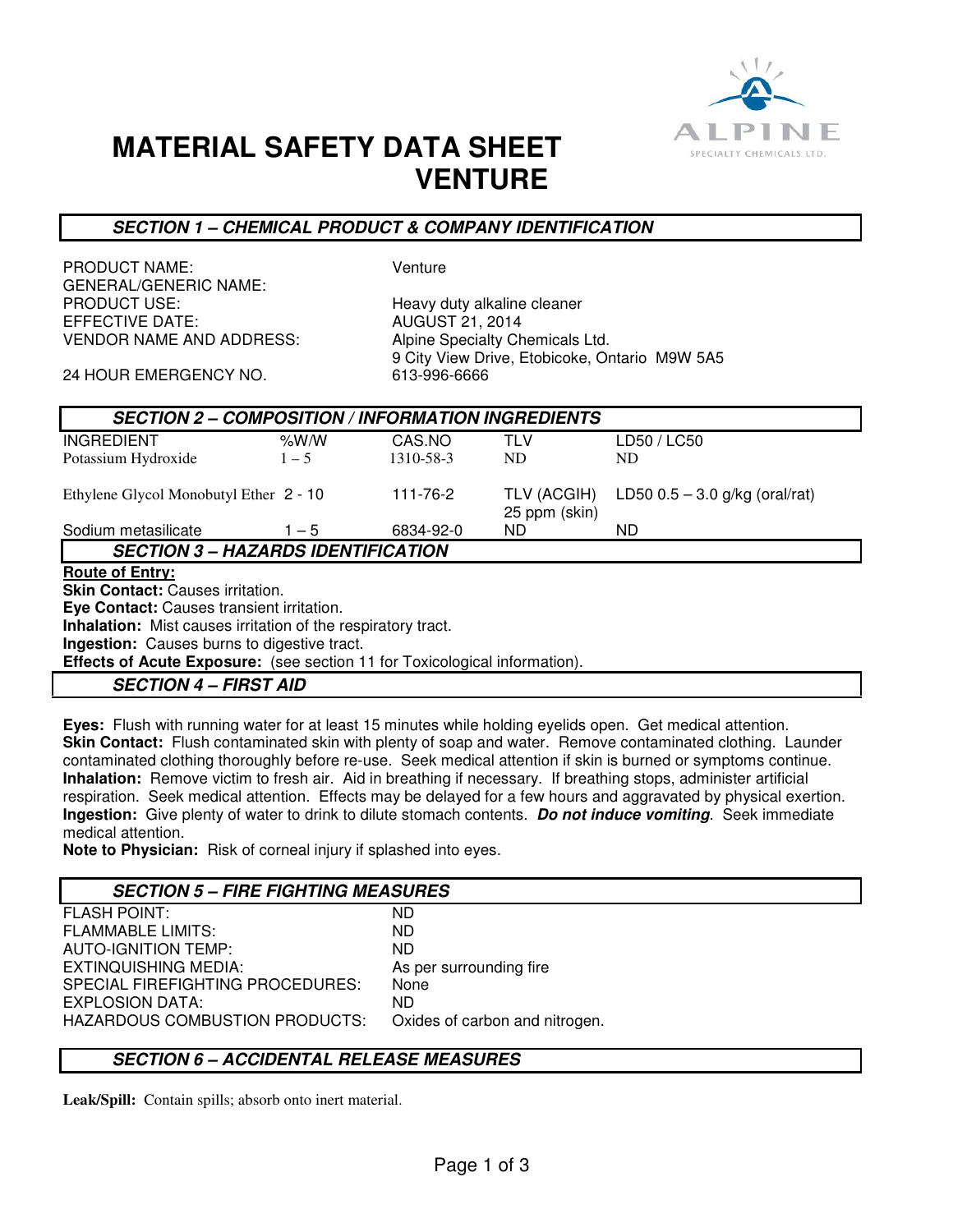# MATERIAL SAFETY DATA SHEET
# VENTURE

## SECTION 1 – CHEMICAL PRODUCT & COMPANY IDENTIFICATION

| | |
|---|---|
| PRODUCT NAME: | Venture |
| GENERAL/GENERIC NAME: | |
| PRODUCT USE: | Heavy duty alkaline cleaner |
| EFFECTIVE DATE: | AUGUST 21, 2014 |
| VENDOR NAME AND ADDRESS: | Alpine Specialty Chemicals Ltd.<br>9 City View Drive, Etobicoke, Ontario M9W 5A5 |
| 24 HOUR EMERGENCY NO. | 613-996-6666 |

## SECTION 2 – COMPOSITION / INFORMATION INGREDIENTS

| INGREDIENT | %W/W | CAS.NO | TLV | LD50 / LC50 |
|---|---|---|---|---|
| Potassium Hydroxide | 1 – 5 | 1310-58-3 | ND | ND |
| Ethylene Glycol Monobutyl Ether | 2 - 10 | 111-76-2 | TLV (ACGIH) 25 ppm (skin) | LD50 0.5 – 3.0 g/kg (oral/rat) |
| Sodium metasilicate | 1 – 5 | 6834-92-0 | ND | ND |

## SECTION 3 – HAZARDS IDENTIFICATION

**Route of Entry:**

**Skin Contact:** Causes irritation.

**Eye Contact:** Causes transient irritation.

**Inhalation:** Mist causes irritation of the respiratory tract.

**Ingestion:** Causes burns to digestive tract.

**Effects of Acute Exposure:** (see section 11 for Toxicological information).

## SECTION 4 – FIRST AID

**Eyes:** Flush with running water for at least 15 minutes while holding eyelids open. Get medical attention.

**Skin Contact:** Flush contaminated skin with plenty of soap and water. Remove contaminated clothing. Launder contaminated clothing thoroughly before re-use. Seek medical attention if skin is burned or symptoms continue.

**Inhalation:** Remove victim to fresh air. Aid in breathing if necessary. If breathing stops, administer artificial respiration. Seek medical attention. Effects may be delayed for a few hours and aggravated by physical exertion.

**Ingestion:** Give plenty of water to drink to dilute stomach contents. ***Do not induce vomiting***. Seek immediate medical attention.

**Note to Physician:** Risk of corneal injury if splashed into eyes.

## SECTION 5 – FIRE FIGHTING MEASURES

| | |
|---|---|
| FLASH POINT: | ND |
| FLAMMABLE LIMITS: | ND |
| AUTO-IGNITION TEMP: | ND |
| EXTINQUISHING MEDIA: | As per surrounding fire |
| SPECIAL FIREFIGHTING PROCEDURES: | None |
| EXPLOSION DATA: | ND |
| HAZARDOUS COMBUSTION PRODUCTS: | Oxides of carbon and nitrogen. |

## SECTION 6 – ACCIDENTAL RELEASE MEASURES

**Leak/Spill:** Contain spills; absorb onto inert material.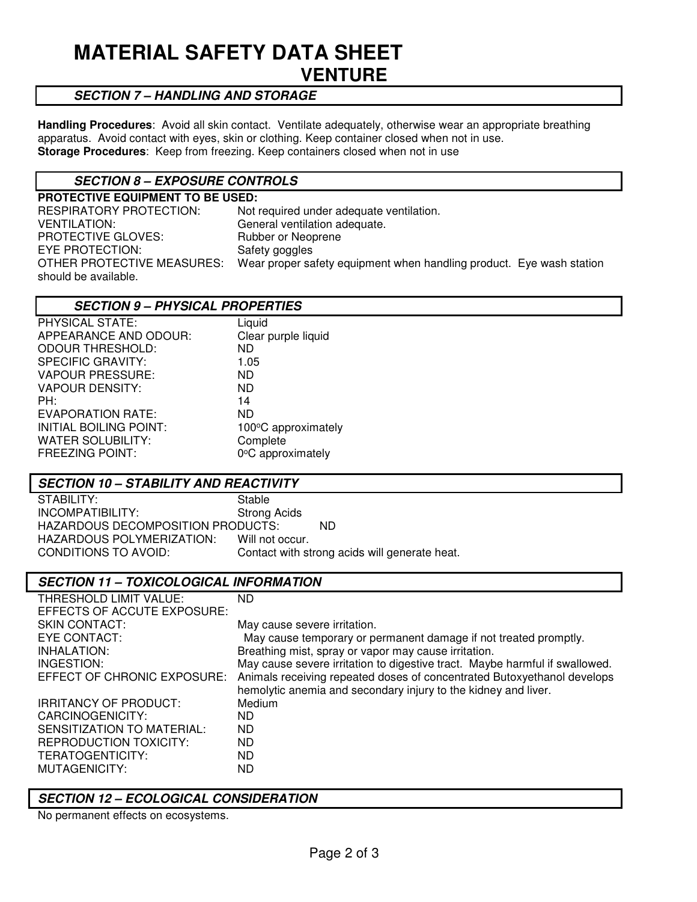# MATERIAL SAFETY DATA SHEET
## VENTURE

### *SECTION 7 – HANDLING AND STORAGE*

**Handling Procedures**: Avoid all skin contact. Ventilate adequately, otherwise wear an appropriate breathing apparatus. Avoid contact with eyes, skin or clothing. Keep container closed when not in use.
**Storage Procedures**: Keep from freezing. Keep containers closed when not in use

### *SECTION 8 – EXPOSURE CONTROLS*

**PROTECTIVE EQUIPMENT TO BE USED:**

RESPIRATORY PROTECTION: Not required under adequate ventilation.
VENTILATION: General ventilation adequate.
PROTECTIVE GLOVES: Rubber or Neoprene
EYE PROTECTION: Safety goggles
OTHER PROTECTIVE MEASURES: Wear proper safety equipment when handling product. Eye wash station should be available.

### *SECTION 9 – PHYSICAL PROPERTIES*

| | |
|---|---|
| PHYSICAL STATE: | Liquid |
| APPEARANCE AND ODOUR: | Clear purple liquid |
| ODOUR THRESHOLD: | ND |
| SPECIFIC GRAVITY: | 1.05 |
| VAPOUR PRESSURE: | ND |
| VAPOUR DENSITY: | ND |
| PH: | 14 |
| EVAPORATION RATE: | ND |
| INITIAL BOILING POINT: | 100°C approximately |
| WATER SOLUBILITY: | Complete |
| FREEZING POINT: | 0°C approximately |

### *SECTION 10 – STABILITY AND REACTIVITY*

| | |
|---|---|
| STABILITY: | Stable |
| INCOMPATIBILITY: | Strong Acids |
| HAZARDOUS DECOMPOSITION PRODUCTS: | ND |
| HAZARDOUS POLYMERIZATION: | Will not occur. |
| CONDITIONS TO AVOID: | Contact with strong acids will generate heat. |

### *SECTION 11 – TOXICOLOGICAL INFORMATION*

| | |
|---|---|
| THRESHOLD LIMIT VALUE: | ND |
| EFFECTS OF ACCUTE EXPOSURE: | |
| SKIN CONTACT: | May cause severe irritation. |
| EYE CONTACT: | May cause temporary or permanent damage if not treated promptly. |
| INHALATION: | Breathing mist, spray or vapor may cause irritation. |
| INGESTION: | May cause severe irritation to digestive tract. Maybe harmful if swallowed. |
| EFFECT OF CHRONIC EXPOSURE: | Animals receiving repeated doses of concentrated Butoxyethanol develops hemolytic anemia and secondary injury to the kidney and liver. |
| IRRITANCY OF PRODUCT: | Medium |
| CARCINOGENICITY: | ND |
| SENSITIZATION TO MATERIAL: | ND |
| REPRODUCTION TOXICITY: | ND |
| TERATOGENTICITY: | ND |
| MUTAGENICITY: | ND |

### *SECTION 12 – ECOLOGICAL CONSIDERATION*

No permanent effects on ecosystems.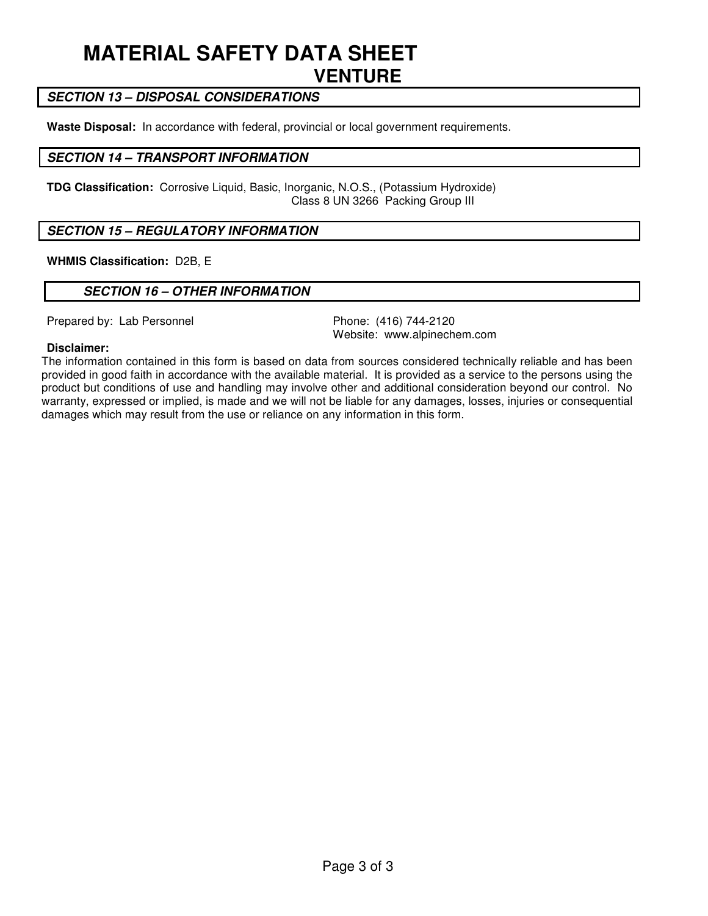# MATERIAL SAFETY DATA SHEET
## VENTURE

### *SECTION 13 – DISPOSAL CONSIDERATIONS*

**Waste Disposal:** In accordance with federal, provincial or local government requirements.

### *SECTION 14 – TRANSPORT INFORMATION*

**TDG Classification:** Corrosive Liquid, Basic, Inorganic, N.O.S., (Potassium Hydroxide)
Class 8 UN 3266 Packing Group III

### *SECTION 15 – REGULATORY INFORMATION*

**WHMIS Classification:** D2B, E

### *SECTION 16 – OTHER INFORMATION*

Prepared by: Lab Personnel

Phone: (416) 744-2120
Website: www.alpinechem.com

**Disclaimer:**
The information contained in this form is based on data from sources considered technically reliable and has been provided in good faith in accordance with the available material. It is provided as a service to the persons using the product but conditions of use and handling may involve other and additional consideration beyond our control. No warranty, expressed or implied, is made and we will not be liable for any damages, losses, injuries or consequential damages which may result from the use or reliance on any information in this form.